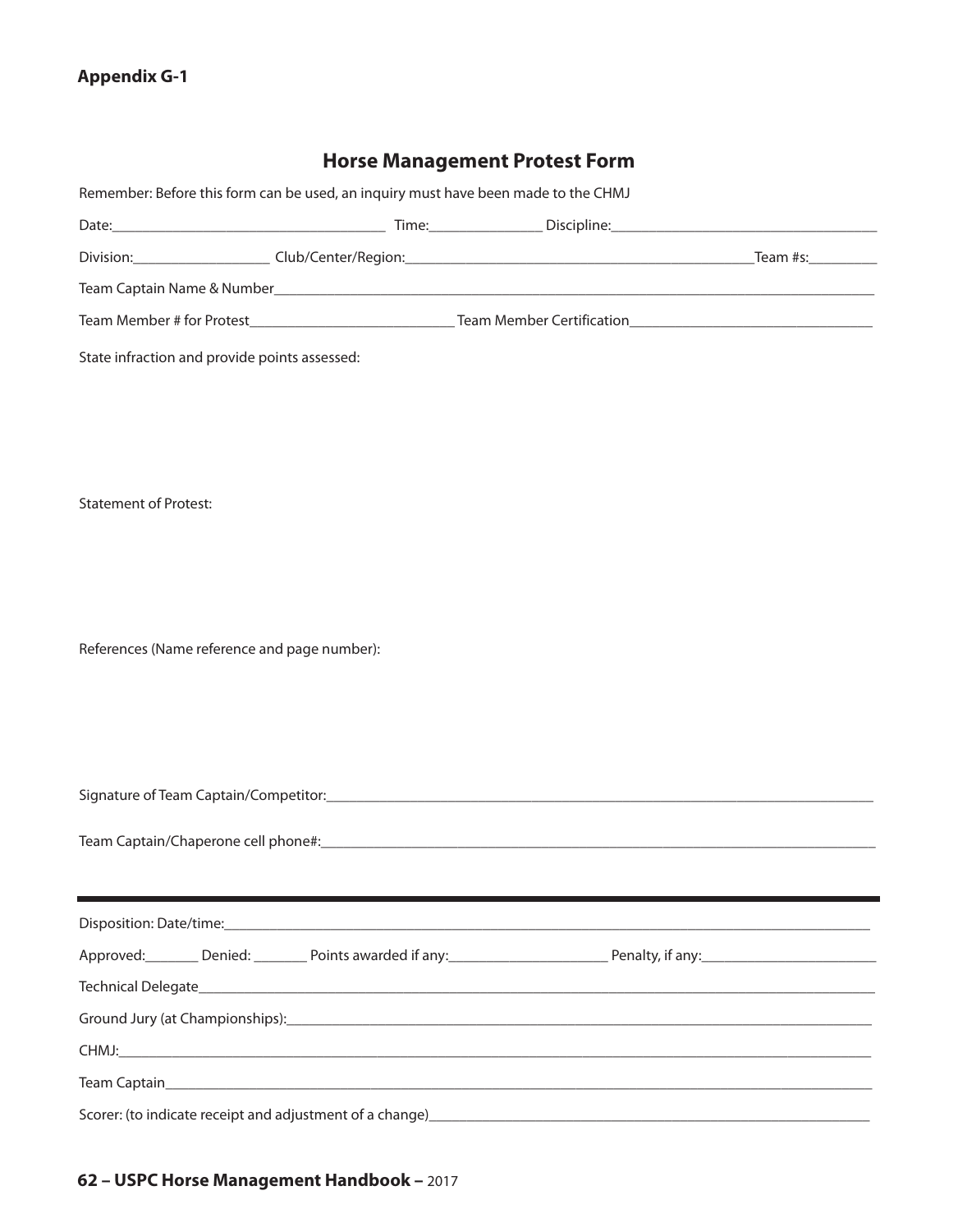**Appendix G-1**

## Horse Management Protest Form

Remember: Before this form can be used, an inquiry must have been made to the CHMJ

Date:___________________________________ Time:_______________ Discipline:___________________________________

Division:__________________ Club/Center/Region:_____________________________________________Team #s:_________

Team Captain Name & Number_______________________________________________________________________________

Team Member # for Protest___________________________ Team Member Certification________________________________

State infraction and provide points assessed:

Statement of Protest:

References (Name reference and page number):

Signature of Team Captain/Competitor:___________________________________________________________________

Team Captain/Chaperone cell phone#:___________________________________________________________________

---

Disposition: Date/time:___________________________________________________________________________________

Approved:_______ Denied: _______ Points awarded if any:_____________________ Penalty, if any:_______________________

Technical Delegate_________________________________________________________________________________________

Ground Jury (at Championships):_____________________________________________________________________________

CHMJ:___________________________________________________________________________________________________

Team Captain_____________________________________________________________________________________________

Scorer: (to indicate receipt and adjustment of a change)____________________________________________________________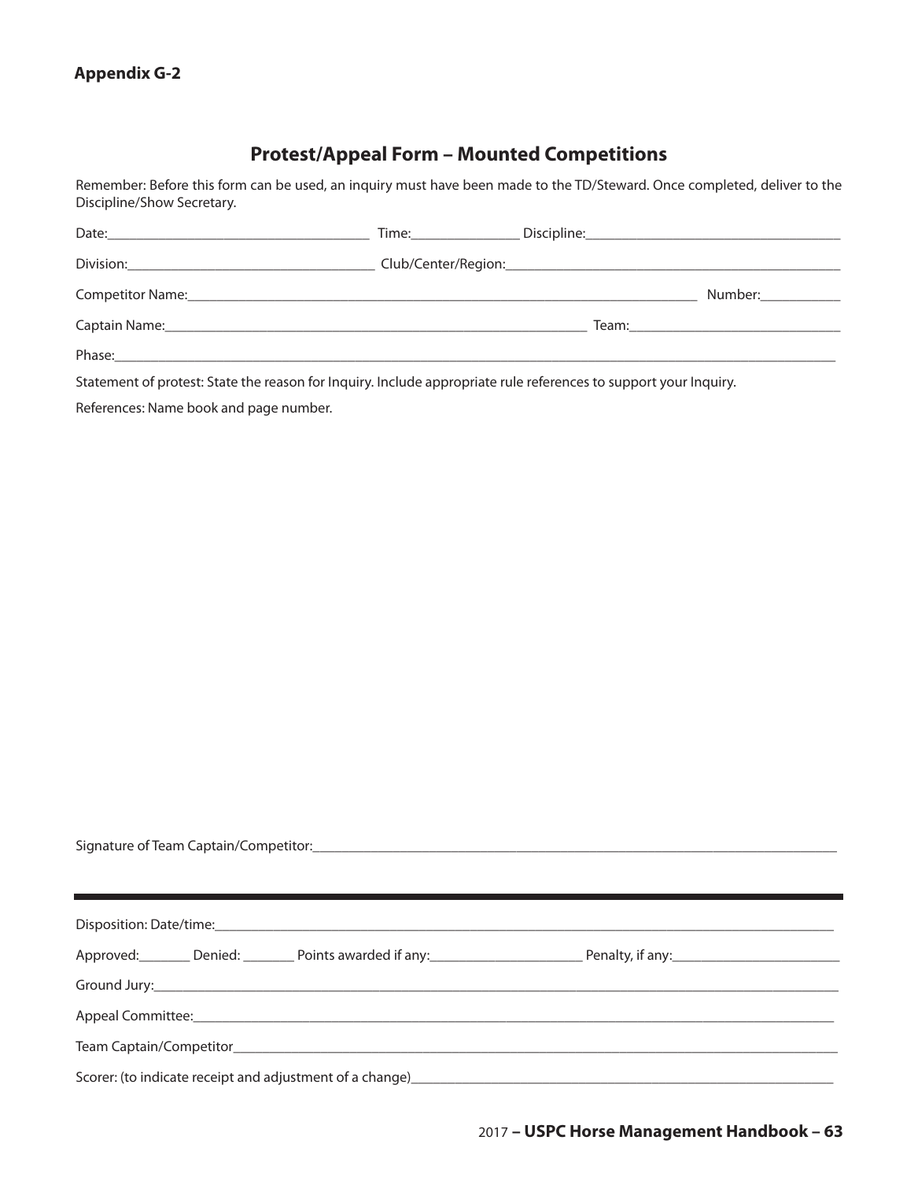**Appendix G-2**

## Protest/Appeal Form – Mounted Competitions

Remember: Before this form can be used, an inquiry must have been made to the TD/Steward. Once completed, deliver to the Discipline/Show Secretary.

Date:____________________________________ Time:_______________ Discipline:___________________________________

Division:__________________________________ Club/Center/Region:_____________________________________________

Competitor Name:___________________________________________________________________________ Number:___________

Captain Name:_____________________________________________________________ Team:_____________________________

Phase:_______________________________________________________________________________________________________

Statement of protest: State the reason for Inquiry. Include appropriate rule references to support your Inquiry.

References: Name book and page number.

Signature of Team Captain/Competitor:_____________________________________________________________________________

---

Disposition: Date/time:_______________________________________________________________________________________

Approved:_______ Denied: _______ Points awarded if any:_____________________ Penalty, if any:_______________________

Ground Jury:___________________________________________________________________________________________________

Appeal Committee:______________________________________________________________________________________________

Team Captain/Competitor_______________________________________________________________________________________

Scorer: (to indicate receipt and adjustment of a change)________________________________________________________